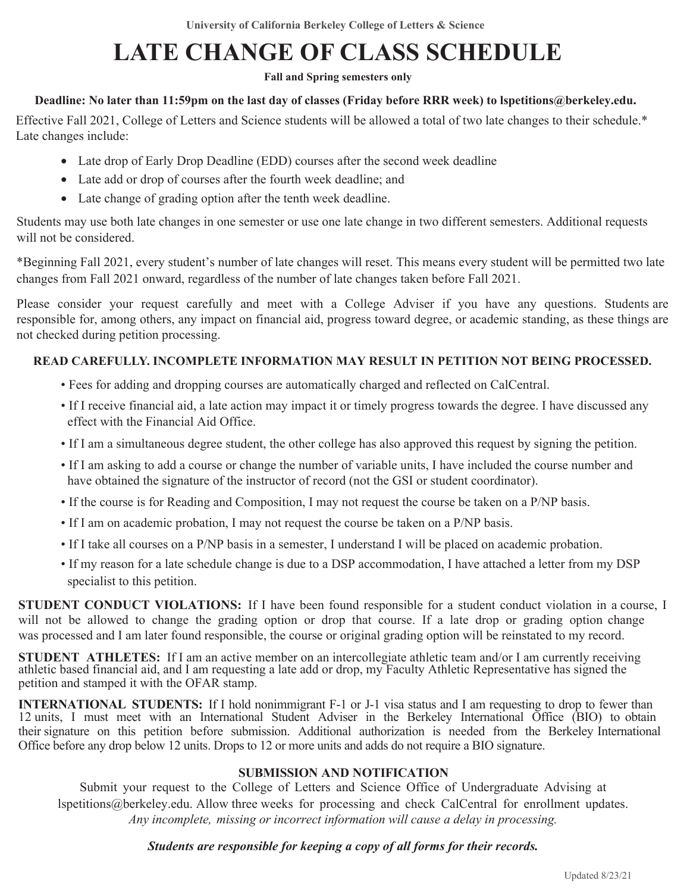University of California Berkeley College of Letters & Science

# LATE CHANGE OF CLASS SCHEDULE

**Fall and Spring semesters only**

**Deadline: No later than 11:59pm on the last day of classes (Friday before RRR week) to lspetitions@berkeley.edu.**

Effective Fall 2021, College of Letters and Science students will be allowed a total of two late changes to their schedule.* Late changes include:

- Late drop of Early Drop Deadline (EDD) courses after the second week deadline
- Late add or drop of courses after the fourth week deadline; and
- Late change of grading option after the tenth week deadline.

Students may use both late changes in one semester or use one late change in two different semesters. Additional requests will not be considered.

*Beginning Fall 2021, every student's number of late changes will reset. This means every student will be permitted two late changes from Fall 2021 onward, regardless of the number of late changes taken before Fall 2021.

Please consider your request carefully and meet with a College Adviser if you have any questions. Students are responsible for, among others, any impact on financial aid, progress toward degree, or academic standing, as these things are not checked during petition processing.

**READ CAREFULLY. INCOMPLETE INFORMATION MAY RESULT IN PETITION NOT BEING PROCESSED.**

- Fees for adding and dropping courses are automatically charged and reflected on CalCentral.
- If I receive financial aid, a late action may impact it or timely progress towards the degree. I have discussed any effect with the Financial Aid Office.
- If I am a simultaneous degree student, the other college has also approved this request by signing the petition.
- If I am asking to add a course or change the number of variable units, I have included the course number and have obtained the signature of the instructor of record (not the GSI or student coordinator).
- If the course is for Reading and Composition, I may not request the course be taken on a P/NP basis.
- If I am on academic probation, I may not request the course be taken on a P/NP basis.
- If I take all courses on a P/NP basis in a semester, I understand I will be placed on academic probation.
- If my reason for a late schedule change is due to a DSP accommodation, I have attached a letter from my DSP specialist to this petition.

**STUDENT CONDUCT VIOLATIONS:** If I have been found responsible for a student conduct violation in a course, I will not be allowed to change the grading option or drop that course. If a late drop or grading option change was processed and I am later found responsible, the course or original grading option will be reinstated to my record.

**STUDENT ATHLETES:** If I am an active member on an intercollegiate athletic team and/or I am currently receiving athletic based financial aid, and I am requesting a late add or drop, my Faculty Athletic Representative has signed the petition and stamped it with the OFAR stamp.

**INTERNATIONAL STUDENTS:** If I hold nonimmigrant F-1 or J-1 visa status and I am requesting to drop to fewer than 12 units, I must meet with an International Student Adviser in the Berkeley International Office (BIO) to obtain their signature on this petition before submission. Additional authorization is needed from the Berkeley International Office before any drop below 12 units. Drops to 12 or more units and adds do not require a BIO signature.

## SUBMISSION AND NOTIFICATION

Submit your request to the College of Letters and Science Office of Undergraduate Advising at lspetitions@berkeley.edu. Allow three weeks for processing and check CalCentral for enrollment updates. *Any incomplete, missing or incorrect information will cause a delay in processing.*

***Students are responsible for keeping a copy of all forms for their records.***

Updated 8/23/21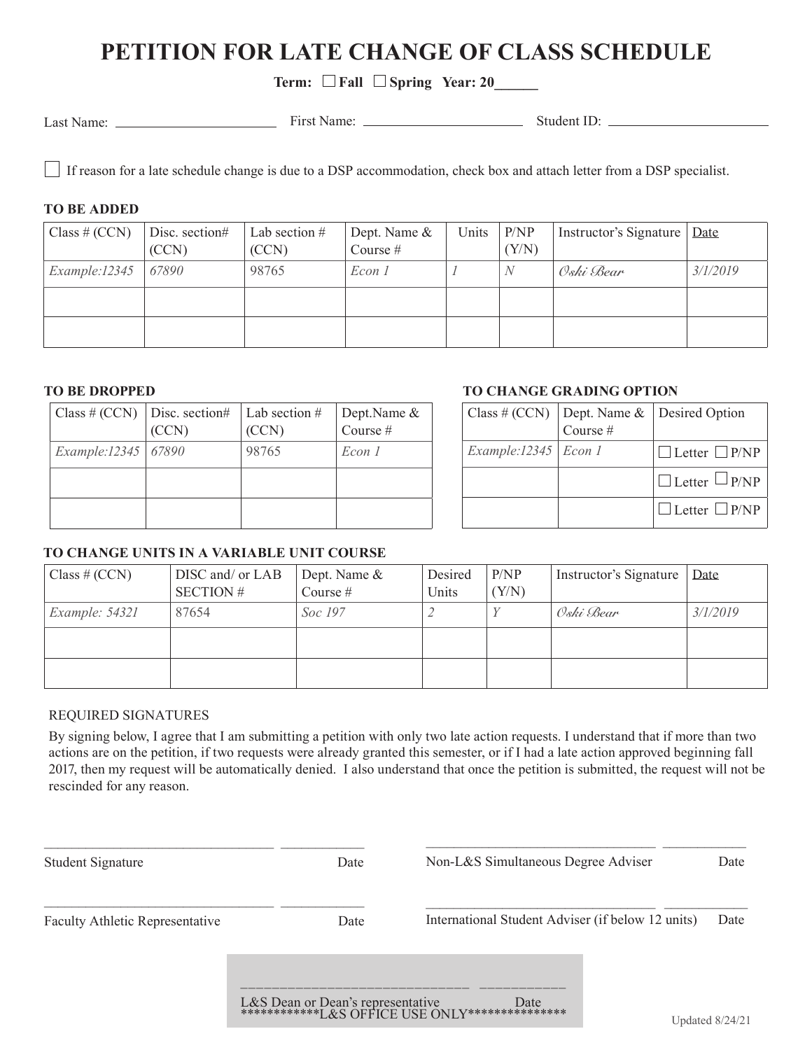# PETITION FOR LATE CHANGE OF CLASS SCHEDULE

**Term:** ☐ **Fall** ☐ **Spring** **Year: 20\_\_\_\_\_\_**

Last Name: \_\_\_\_\_\_\_\_\_\_\_\_\_\_\_\_\_\_\_\_ First Name: \_\_\_\_\_\_\_\_\_\_\_\_\_\_\_\_\_\_\_\_ Student ID: \_\_\_\_\_\_\_\_\_\_\_\_\_\_\_\_\_\_\_\_

☐ If reason for a late schedule change is due to a DSP accommodation, check box and attach letter from a DSP specialist.

### TO BE ADDED

| Class # (CCN) | Disc. section# (CCN) | Lab section # (CCN) | Dept. Name & Course # | Units | P/NP (Y/N) | Instructor's Signature | Date |
|---|---|---|---|---|---|---|---|
| *Example:12345* | *67890* | 98765 | *Econ 1* | *1* | *N* | *Oski Bear* | *3/1/2019* |
| | | | | | | | |
| | | | | | | | |

### TO BE DROPPED

| Class # (CCN) | Disc. section# (CCN) | Lab section # (CCN) | Dept.Name & Course # |
|---|---|---|---|
| *Example:12345* | *67890* | 98765 | *Econ 1* |
| | | | |
| | | | |

### TO CHANGE GRADING OPTION

| Class # (CCN) | Dept. Name & Course # | Desired Option |
|---|---|---|
| *Example:12345* | *Econ 1* | ☐ Letter ☐ P/NP |
| | | ☐ Letter ☐ P/NP |
| | | ☐ Letter ☐ P/NP |

### TO CHANGE UNITS IN A VARIABLE UNIT COURSE

| Class # (CCN) | DISC and/ or LAB SECTION # | Dept. Name & Course # | Desired Units | P/NP (Y/N) | Instructor's Signature | Date |
|---|---|---|---|---|---|---|
| *Example: 54321* | 87654 | *Soc 197* | *2* | *Y* | *Oski Bear* | *3/1/2019* |
| | | | | | | |
| | | | | | | |

REQUIRED SIGNATURES

By signing below, I agree that I am submitting a petition with only two late action requests. I understand that if more than two actions are on the petition, if two requests were already granted this semester, or if I had a late action approved beginning fall 2017, then my request will be automatically denied. I also understand that once the petition is submitted, the request will not be rescinded for any reason.

\_\_\_\_\_\_\_\_\_\_\_\_\_\_\_\_\_\_\_\_\_\_\_\_\_\_\_\_\_\_ \_\_\_\_\_\_\_\_\_\_\_\_
Student Signature Date

\_\_\_\_\_\_\_\_\_\_\_\_\_\_\_\_\_\_\_\_\_\_\_\_\_\_\_\_\_\_ \_\_\_\_\_\_\_\_\_\_\_\_
Non-L&S Simultaneous Degree Adviser Date

\_\_\_\_\_\_\_\_\_\_\_\_\_\_\_\_\_\_\_\_\_\_\_\_\_\_\_\_\_\_ \_\_\_\_\_\_\_\_\_\_\_\_
Faculty Athletic Representative Date

\_\_\_\_\_\_\_\_\_\_\_\_\_\_\_\_\_\_\_\_\_\_\_\_\_\_\_\_\_\_ \_\_\_\_\_\_\_\_\_\_\_\_
International Student Adviser (if below 12 units) Date

\_\_\_\_\_\_\_\_\_\_\_\_\_\_\_\_\_\_\_\_\_\_\_\_\_\_\_\_\_\_ \_\_\_\_\_\_\_\_\_\_\_\_
L&S Dean or Dean's representative Date
\*\*\*\*\*\*\*\*\*\*\*\*L&S OFFICE USE ONLY\*\*\*\*\*\*\*\*\*\*\*\*\*\*\*

Updated 8/24/21